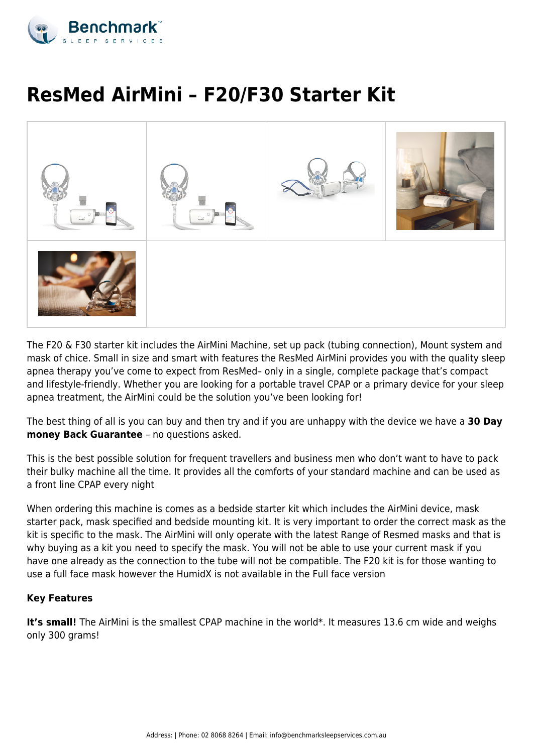# ResMed AirMini – F20/F30 Starter Kit

The F20 & F30 starter kit includes the AirMini Machine, set up pack (tubing connection), Mount system and mask of chice. Small in size and smart with features the ResMed AirMini provides you with the quality sleep apnea therapy you've come to expect from ResMed– only in a single, complete package that's compact and lifestyle-friendly. Whether you are looking for a portable travel CPAP or a primary device for your sleep apnea treatment, the AirMini could be the solution you've been looking for!

The best thing of all is you can buy and then try and if you are unhappy with the device we have a **30 Day money Back Guarantee** – no questions asked.

This is the best possible solution for frequent travellers and business men who don't want to have to pack their bulky machine all the time. It provides all the comforts of your standard machine and can be used as a front line CPAP every night

When ordering this machine is comes as a bedside starter kit which includes the AirMini device, mask starter pack, mask specified and bedside mounting kit. It is very important to order the correct mask as the kit is specific to the mask. The AirMini will only operate with the latest Range of Resmed masks and that is why buying as a kit you need to specify the mask. You will not be able to use your current mask if you have one already as the connection to the tube will not be compatible. The F20 kit is for those wanting to use a full face mask however the HumidX is not available in the Full face version

**Key Features**

**It's small!** The AirMini is the smallest CPAP machine in the world*. It measures 13.6 cm wide and weighs only 300 grams!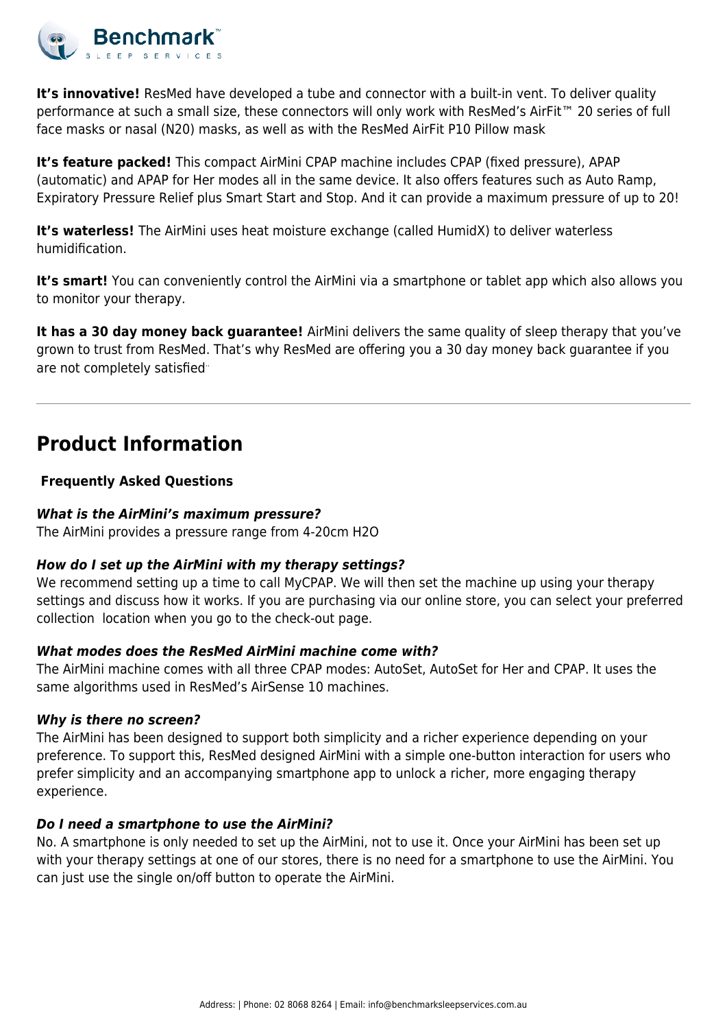**It's innovative!** ResMed have developed a tube and connector with a built-in vent. To deliver quality performance at such a small size, these connectors will only work with ResMed's AirFit™ 20 series of full face masks or nasal (N20) masks, as well as with the ResMed AirFit P10 Pillow mask

**It's feature packed!** This compact AirMini CPAP machine includes CPAP (fixed pressure), APAP (automatic) and APAP for Her modes all in the same device. It also offers features such as Auto Ramp, Expiratory Pressure Relief plus Smart Start and Stop. And it can provide a maximum pressure of up to 20!

**It's waterless!** The AirMini uses heat moisture exchange (called HumidX) to deliver waterless humidification.

**It's smart!** You can conveniently control the AirMini via a smartphone or tablet app which also allows you to monitor your therapy.

**It has a 30 day money back guarantee!** AirMini delivers the same quality of sleep therapy that you've grown to trust from ResMed. That's why ResMed are offering you a 30 day money back guarantee if you are not completely satisfied

---

## Product Information

**Frequently Asked Questions**

***What is the AirMini's maximum pressure?***
The AirMini provides a pressure range from 4-20cm $H_2O$

***How do I set up the AirMini with my therapy settings?***
We recommend setting up a time to call MyCPAP. We will then set the machine up using your therapy settings and discuss how it works. If you are purchasing via our online store, you can select your preferred collection location when you go to the check-out page.

***What modes does the ResMed AirMini machine come with?***
The AirMini machine comes with all three CPAP modes: AutoSet, AutoSet for Her and CPAP. It uses the same algorithms used in ResMed's AirSense 10 machines.

***Why is there no screen?***
The AirMini has been designed to support both simplicity and a richer experience depending on your preference. To support this, ResMed designed AirMini with a simple one-button interaction for users who prefer simplicity and an accompanying smartphone app to unlock a richer, more engaging therapy experience.

***Do I need a smartphone to use the AirMini?***
No. A smartphone is only needed to set up the AirMini, not to use it. Once your AirMini has been set up with your therapy settings at one of our stores, there is no need for a smartphone to use the AirMini. You can just use the single on/off button to operate the AirMini.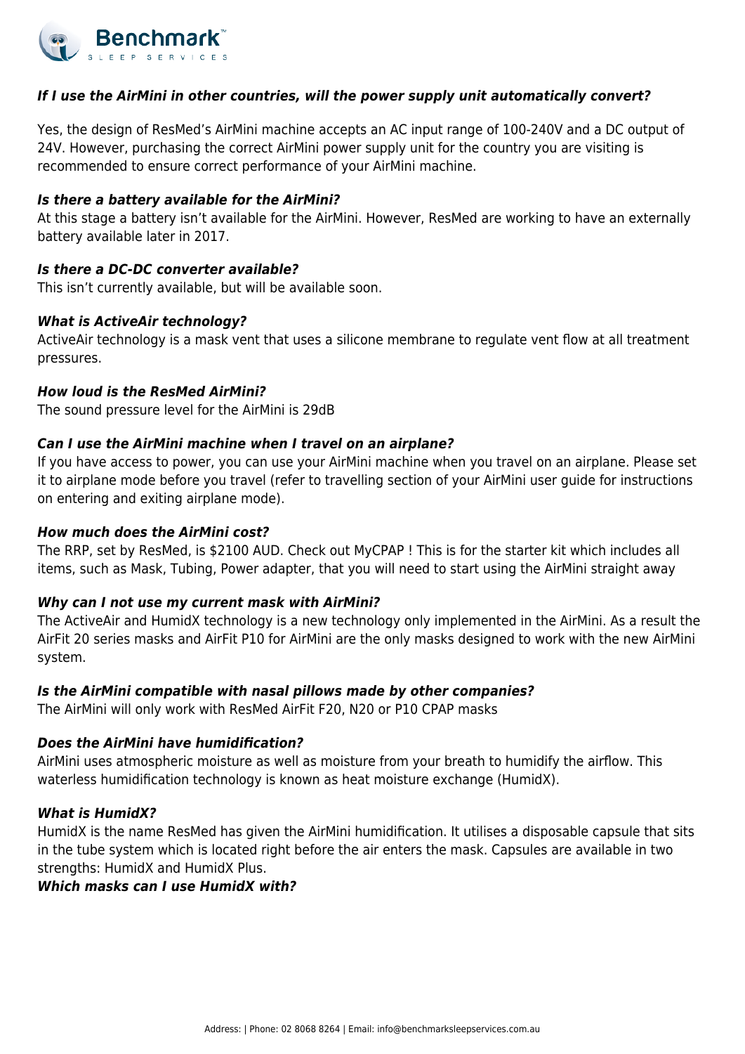***If I use the AirMini in other countries, will the power supply unit automatically convert?***

Yes, the design of ResMed's AirMini machine accepts an AC input range of 100-240V and a DC output of 24V. However, purchasing the correct AirMini power supply unit for the country you are visiting is recommended to ensure correct performance of your AirMini machine.

***Is there a battery available for the AirMini?***

At this stage a battery isn't available for the AirMini. However, ResMed are working to have an externally battery available later in 2017.

***Is there a DC-DC converter available?***

This isn't currently available, but will be available soon.

***What is ActiveAir technology?***

ActiveAir technology is a mask vent that uses a silicone membrane to regulate vent flow at all treatment pressures.

***How loud is the ResMed AirMini?***

The sound pressure level for the AirMini is 29dB

***Can I use the AirMini machine when I travel on an airplane?***

If you have access to power, you can use your AirMini machine when you travel on an airplane. Please set it to airplane mode before you travel (refer to travelling section of your AirMini user guide for instructions on entering and exiting airplane mode).

***How much does the AirMini cost?***

The RRP, set by ResMed, is $2100 AUD. Check out MyCPAP ! This is for the starter kit which includes all items, such as Mask, Tubing, Power adapter, that you will need to start using the AirMini straight away

***Why can I not use my current mask with AirMini?***

The ActiveAir and HumidX technology is a new technology only implemented in the AirMini. As a result the AirFit 20 series masks and AirFit P10 for AirMini are the only masks designed to work with the new AirMini system.

***Is the AirMini compatible with nasal pillows made by other companies?***

The AirMini will only work with ResMed AirFit F20, N20 or P10 CPAP masks

***Does the AirMini have humidification?***

AirMini uses atmospheric moisture as well as moisture from your breath to humidify the airflow. This waterless humidification technology is known as heat moisture exchange (HumidX).

***What is HumidX?***

HumidX is the name ResMed has given the AirMini humidification. It utilises a disposable capsule that sits in the tube system which is located right before the air enters the mask. Capsules are available in two strengths: HumidX and HumidX Plus.

***Which masks can I use HumidX with?***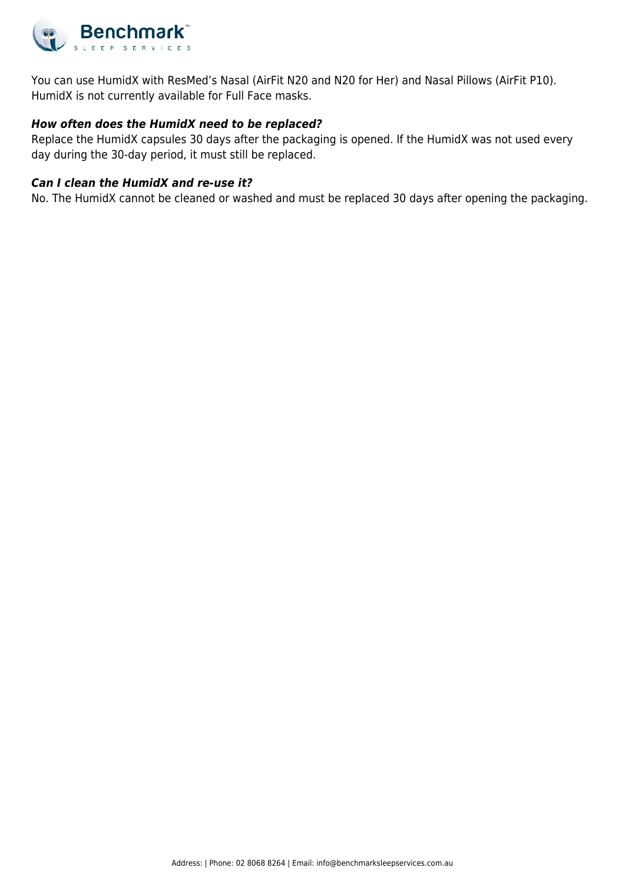You can use HumidX with ResMed's Nasal (AirFit N20 and N20 for Her) and Nasal Pillows (AirFit P10). HumidX is not currently available for Full Face masks.

***How often does the HumidX need to be replaced?***

Replace the HumidX capsules 30 days after the packaging is opened. If the HumidX was not used every day during the 30-day period, it must still be replaced.

***Can I clean the HumidX and re-use it?***

No. The HumidX cannot be cleaned or washed and must be replaced 30 days after opening the packaging.